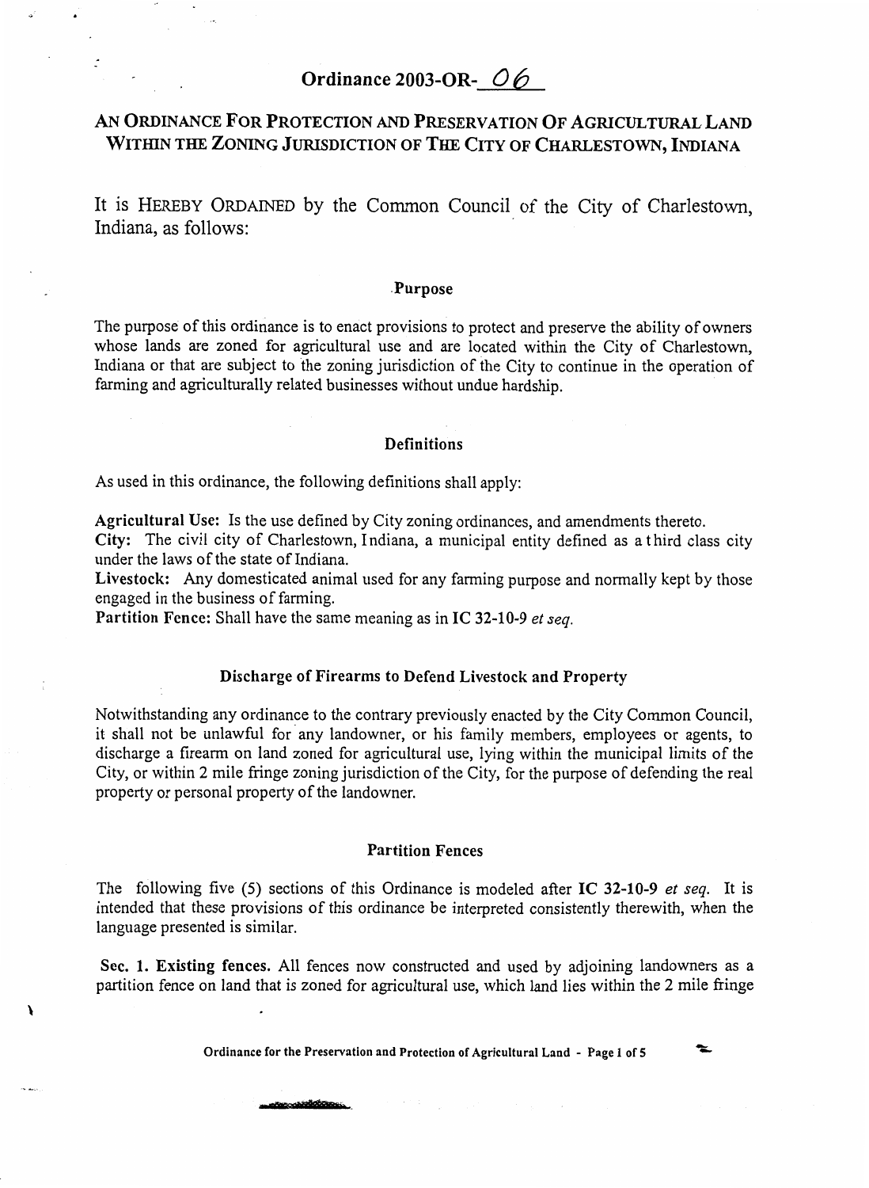# Ordinance 2003-OR- 06

## AN ORDINANCE FOR PROTECTION AND PRESERVATION OF AGRICULTURAL LAND WITHIN THE ZONING JURISDICTION OF THE CITY OF CHARLESTOWN, INDIANA

It is HEREBY ORDAINED by the Common Council of the City of Charlestown, Indiana, as follows:

### Purpose

The purpose of this ordinance is to enact provisions to protect and preserve the ability of owners whose lands are zoned for agricultural use and are located within the City of Charlestown, Indiana or that are subject to the zoning jurisdiction of the City to continue in the operation of farming and agriculturally related businesses without undue hardship.

### Definitions

As used in this ordinance, the following definitions shall apply:

**Agricultural Use:** Is the use defined by City zoning ordinances, and amendments thereto.
**City:** The civil city of Charlestown, Indiana, a municipal entity defined as a third class city under the laws of the state of Indiana.
**Livestock:** Any domesticated animal used for any farming purpose and normally kept by those engaged in the business of farming.
**Partition Fence:** Shall have the same meaning as in **IC 32-10-9** *et seq.*

### Discharge of Firearms to Defend Livestock and Property

Notwithstanding any ordinance to the contrary previously enacted by the City Common Council, it shall not be unlawful for any landowner, or his family members, employees or agents, to discharge a firearm on land zoned for agricultural use, lying within the municipal limits of the City, or within 2 mile fringe zoning jurisdiction of the City, for the purpose of defending the real property or personal property of the landowner.

### Partition Fences

The following five (5) sections of this Ordinance is modeled after **IC 32-10-9** *et seq.* It is intended that these provisions of this ordinance be interpreted consistently therewith, when the language presented is similar.

**Sec. 1. Existing fences.** All fences now constructed and used by adjoining landowners as a partition fence on land that is zoned for agricultural use, which land lies within the 2 mile fringe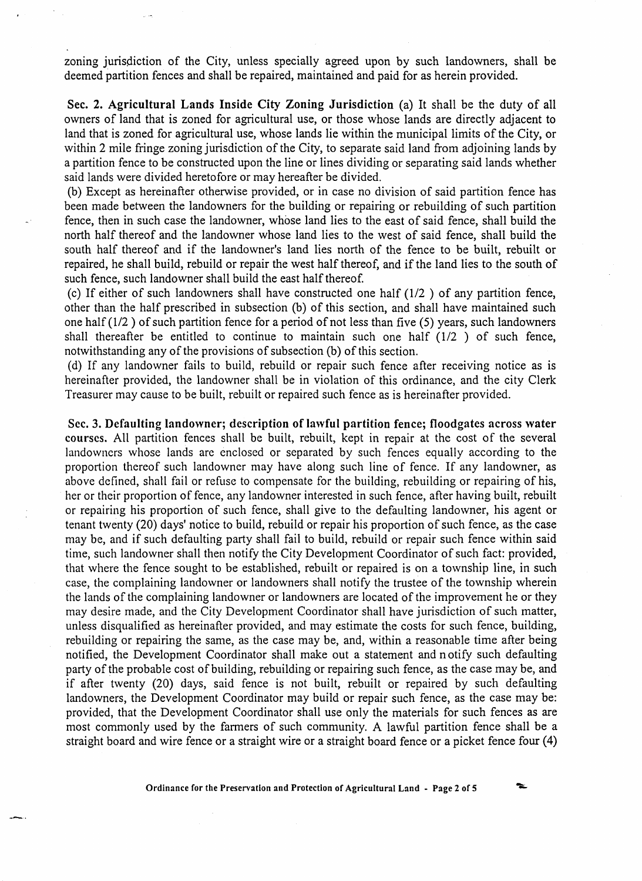zoning jurisdiction of the City, unless specially agreed upon by such landowners, shall be deemed partition fences and shall be repaired, maintained and paid for as herein provided.

**Sec. 2. Agricultural Lands Inside City Zoning Jurisdiction** (a) It shall be the duty of all owners of land that is zoned for agricultural use, or those whose lands are directly adjacent to land that is zoned for agricultural use, whose lands lie within the municipal limits of the City, or within 2 mile fringe zoning jurisdiction of the City, to separate said land from adjoining lands by a partition fence to be constructed upon the line or lines dividing or separating said lands whether said lands were divided heretofore or may hereafter be divided.

(b) Except as hereinafter otherwise provided, or in case no division of said partition fence has been made between the landowners for the building or repairing or rebuilding of such partition fence, then in such case the landowner, whose land lies to the east of said fence, shall build the north half thereof and the landowner whose land lies to the west of said fence, shall build the south half thereof and if the landowner's land lies north of the fence to be built, rebuilt or repaired, he shall build, rebuild or repair the west half thereof, and if the land lies to the south of such fence, such landowner shall build the east half thereof.

(c) If either of such landowners shall have constructed one half (1/2 ) of any partition fence, other than the half prescribed in subsection (b) of this section, and shall have maintained such one half (1/2 ) of such partition fence for a period of not less than five (5) years, such landowners shall thereafter be entitled to continue to maintain such one half (1/2 ) of such fence, notwithstanding any of the provisions of subsection (b) of this section.

(d) If any landowner fails to build, rebuild or repair such fence after receiving notice as is hereinafter provided, the landowner shall be in violation of this ordinance, and the city Clerk Treasurer may cause to be built, rebuilt or repaired such fence as is hereinafter provided.

**Sec. 3. Defaulting landowner; description of lawful partition fence; floodgates across water courses.** All partition fences shall be built, rebuilt, kept in repair at the cost of the several landowners whose lands are enclosed or separated by such fences equally according to the proportion thereof such landowner may have along such line of fence. If any landowner, as above defined, shall fail or refuse to compensate for the building, rebuilding or repairing of his, her or their proportion of fence, any landowner interested in such fence, after having built, rebuilt or repairing his proportion of such fence, shall give to the defaulting landowner, his agent or tenant twenty (20) days' notice to build, rebuild or repair his proportion of such fence, as the case may be, and if such defaulting party shall fail to build, rebuild or repair such fence within said time, such landowner shall then notify the City Development Coordinator of such fact: provided, that where the fence sought to be established, rebuilt or repaired is on a township line, in such case, the complaining landowner or landowners shall notify the trustee of the township wherein the lands of the complaining landowner or landowners are located of the improvement he or they may desire made, and the City Development Coordinator shall have jurisdiction of such matter, unless disqualified as hereinafter provided, and may estimate the costs for such fence, building, rebuilding or repairing the same, as the case may be, and, within a reasonable time after being notified, the Development Coordinator shall make out a statement and notify such defaulting party of the probable cost of building, rebuilding or repairing such fence, as the case may be, and if after twenty (20) days, said fence is not built, rebuilt or repaired by such defaulting landowners, the Development Coordinator may build or repair such fence, as the case may be: provided, that the Development Coordinator shall use only the materials for such fences as are most commonly used by the farmers of such community. A lawful partition fence shall be a straight board and wire fence or a straight wire or a straight board fence or a picket fence four (4)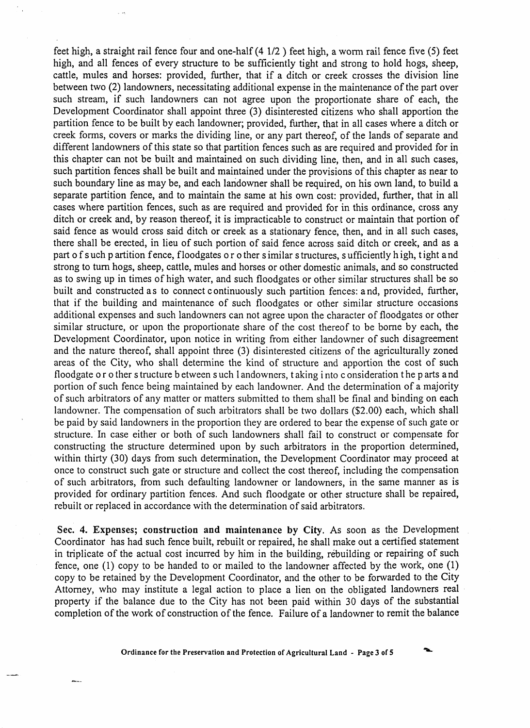feet high, a straight rail fence four and one-half (4 1/2 ) feet high, a worm rail fence five (5) feet high, and all fences of every structure to be sufficiently tight and strong to hold hogs, sheep, cattle, mules and horses: provided, further, that if a ditch or creek crosses the division line between two (2) landowners, necessitating additional expense in the maintenance of the part over such stream, if such landowners can not agree upon the proportionate share of each, the Development Coordinator shall appoint three (3) disinterested citizens who shall apportion the partition fence to be built by each landowner; provided, further, that in all cases where a ditch or creek forms, covers or marks the dividing line, or any part thereof, of the lands of separate and different landowners of this state so that partition fences such as are required and provided for in this chapter can not be built and maintained on such dividing line, then, and in all such cases, such partition fences shall be built and maintained under the provisions of this chapter as near to such boundary line as may be, and each landowner shall be required, on his own land, to build a separate partition fence, and to maintain the same at his own cost: provided, further, that in all cases where partition fences, such as are required and provided for in this ordinance, cross any ditch or creek and, by reason thereof, it is impracticable to construct or maintain that portion of said fence as would cross said ditch or creek as a stationary fence, then, and in all such cases, there shall be erected, in lieu of such portion of said fence across said ditch or creek, and as a part of such partition fence, floodgates or other similar structures, sufficiently high, tight and strong to turn hogs, sheep, cattle, mules and horses or other domestic animals, and so constructed as to swing up in times of high water, and such floodgates or other similar structures shall be so built and constructed as to connect continuously such partition fences: and, provided, further, that if the building and maintenance of such floodgates or other similar structure occasions additional expenses and such landowners can not agree upon the character of floodgates or other similar structure, or upon the proportionate share of the cost thereof to be borne by each, the Development Coordinator, upon notice in writing from either landowner of such disagreement and the nature thereof, shall appoint three (3) disinterested citizens of the agriculturally zoned areas of the City, who shall determine the kind of structure and apportion the cost of such floodgate or other structure between such landowners, taking into consideration the parts and portion of such fence being maintained by each landowner. And the determination of a majority of such arbitrators of any matter or matters submitted to them shall be final and binding on each landowner. The compensation of such arbitrators shall be two dollars ($2.00) each, which shall be paid by said landowners in the proportion they are ordered to bear the expense of such gate or structure. In case either or both of such landowners shall fail to construct or compensate for constructing the structure determined upon by such arbitrators in the proportion determined, within thirty (30) days from such determination, the Development Coordinator may proceed at once to construct such gate or structure and collect the cost thereof, including the compensation of such arbitrators, from such defaulting landowner or landowners, in the same manner as is provided for ordinary partition fences. And such floodgate or other structure shall be repaired, rebuilt or replaced in accordance with the determination of said arbitrators.

**Sec. 4. Expenses; construction and maintenance by City.** As soon as the Development Coordinator has had such fence built, rebuilt or repaired, he shall make out a certified statement in triplicate of the actual cost incurred by him in the building, rebuilding or repairing of such fence, one (1) copy to be handed to or mailed to the landowner affected by the work, one (1) copy to be retained by the Development Coordinator, and the other to be forwarded to the City Attorney, who may institute a legal action to place a lien on the obligated landowners real property if the balance due to the City has not been paid within 30 days of the substantial completion of the work of construction of the fence. Failure of a landowner to remit the balance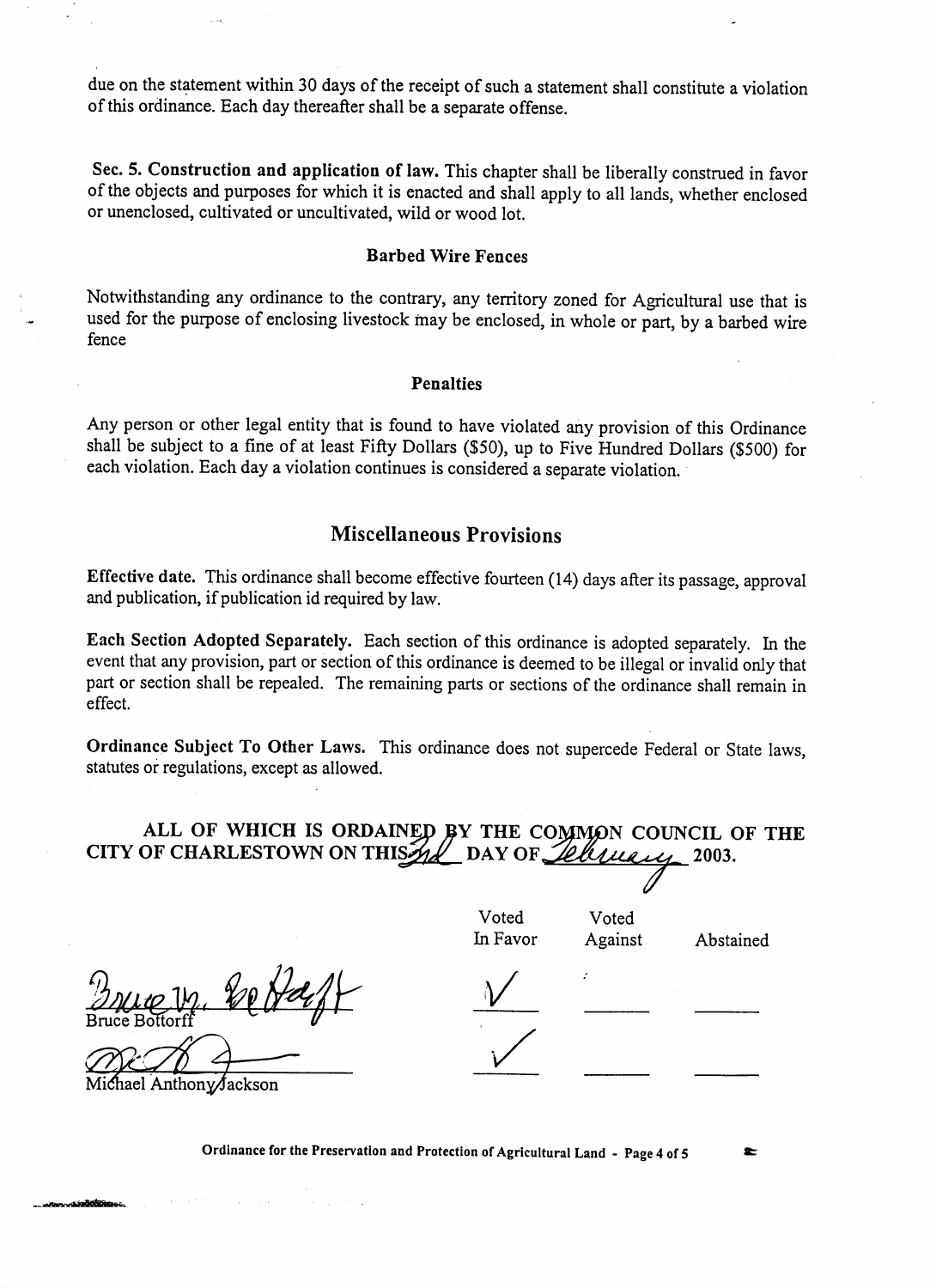due on the statement within 30 days of the receipt of such a statement shall constitute a violation of this ordinance. Each day thereafter shall be a separate offense.

**Sec. 5. Construction and application of law.** This chapter shall be liberally construed in favor of the objects and purposes for which it is enacted and shall apply to all lands, whether enclosed or unenclosed, cultivated or uncultivated, wild or wood lot.

### Barbed Wire Fences

Notwithstanding any ordinance to the contrary, any territory zoned for Agricultural use that is used for the purpose of enclosing livestock may be enclosed, in whole or part, by a barbed wire fence

### Penalties

Any person or other legal entity that is found to have violated any provision of this Ordinance shall be subject to a fine of at least Fifty Dollars ($50), up to Five Hundred Dollars ($500) for each violation. Each day a violation continues is considered a separate violation.

## Miscellaneous Provisions

**Effective date.** This ordinance shall become effective fourteen (14) days after its passage, approval and publication, if publication id required by law.

**Each Section Adopted Separately.** Each section of this ordinance is adopted separately. In the event that any provision, part or section of this ordinance is deemed to be illegal or invalid only that part or section shall be repealed. The remaining parts or sections of the ordinance shall remain in effect.

**Ordinance Subject To Other Laws.** This ordinance does not supercede Federal or State laws, statutes or regulations, except as allowed.

**ALL OF WHICH IS ORDAINED BY THE COMMON COUNCIL OF THE CITY OF CHARLESTOWN ON THIS 3rd DAY OF February 2003.**

| | Voted In Favor | Voted Against | Abstained |
|---|---|---|---|
| Bruce Bottorff | ✓ | | |
| Michael Anthony Jackson | ✓ | | |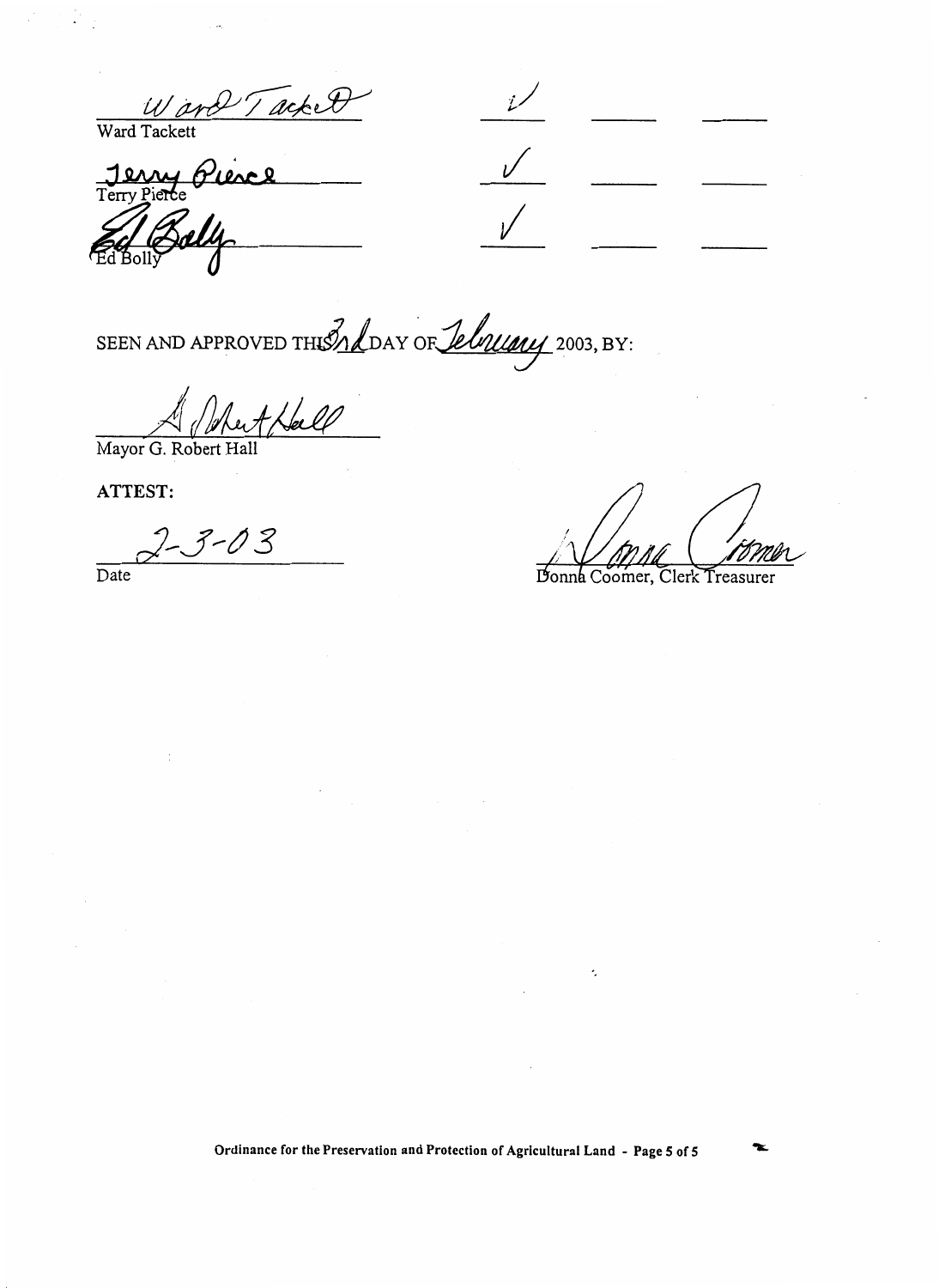| | | | |
|---|---|---|---|
| *Ward Tackett* Ward Tackett | ✓ | | |
| *Terry Pierce* Terry Pierce | ✓ | | |
| *Ed Bolly* Ed Bolly | ✓ | | |

SEEN AND APPROVED THIS *3rd* DAY OF *February* 2003, BY:

*G. Robert Hall*
Mayor G. Robert Hall

**ATTEST:**

*2-3-03*
Date

*Donna Coomer*
Donna Coomer, Clerk Treasurer

**Ordinance for the Preservation and Protection of Agricultural Land**